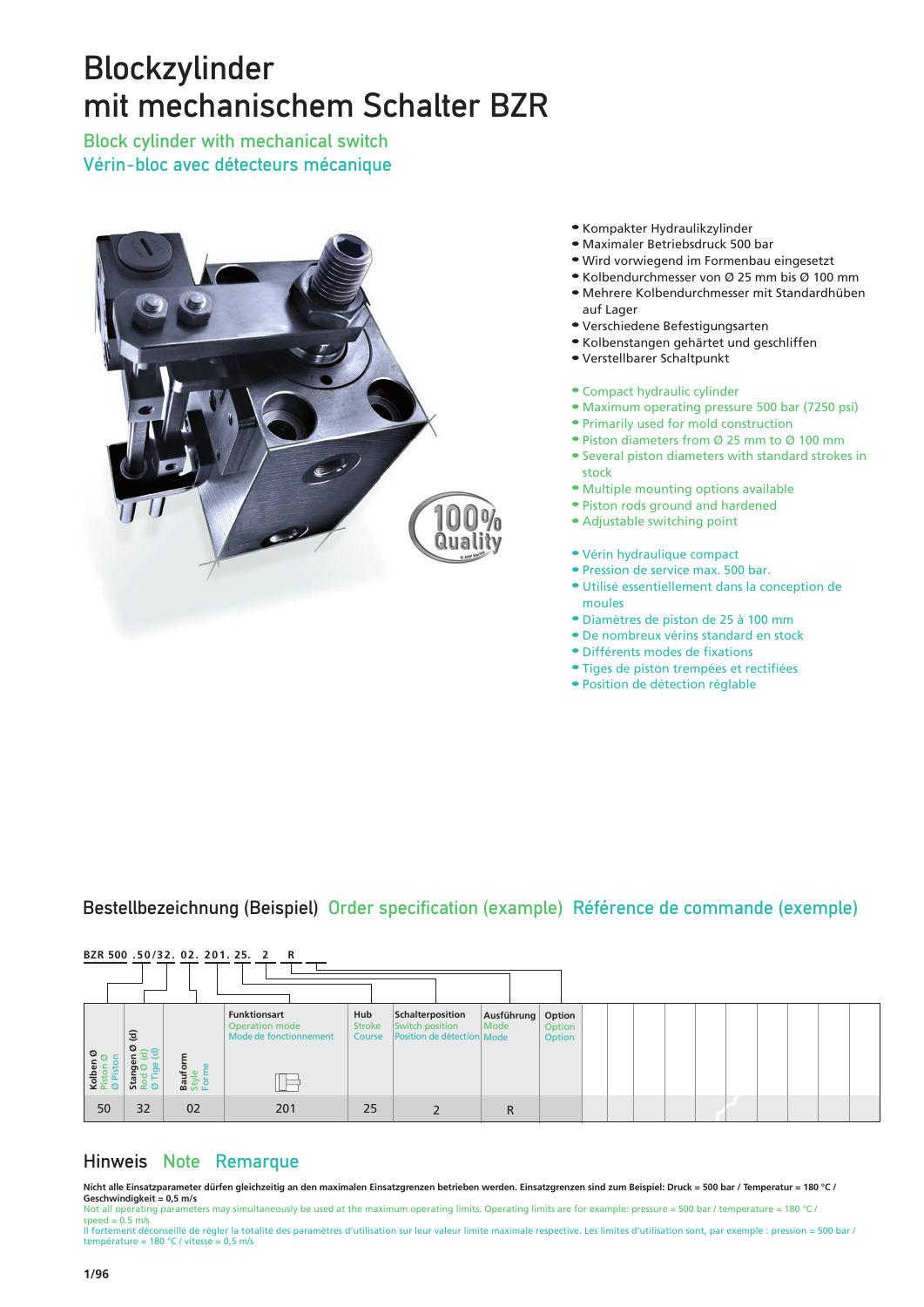# Blockzylinder mit mechanischem Schalter BZR

## Block cylinder with mechanical switch
## Vérin-bloc avec détecteurs mécanique

- Kompakter Hydraulikzylinder
- Maximaler Betriebsdruck 500 bar
- Wird vorwiegend im Formenbau eingesetzt
- Kolbendurchmesser von Ø 25 mm bis Ø 100 mm
- Mehrere Kolbendurchmesser mit Standardhüben auf Lager
- Verschiedene Befestigungsarten
- Kolbenstangen gehärtet und geschliffen
- Verstellbarer Schaltpunkt

- Compact hydraulic cylinder
- Maximum operating pressure 500 bar (7250 psi)
- Primarily used for mold construction
- Piston diameters from Ø 25 mm to Ø 100 mm
- Several piston diameters with standard strokes in stock
- Multiple mounting options available
- Piston rods ground and hardened
- Adjustable switching point

- Vérin hydraulique compact
- Pression de service max. 500 bar.
- Utilisé essentiellement dans la conception de moules
- Diamètres de piston de 25 à 100 mm
- De nombreux vérins standard en stock
- Différents modes de fixations
- Tiges de piston trempées et rectifiées
- Position de détection réglable

## Bestellbezeichnung (Beispiel) Order specification (example) Référence de commande (exemple)

BZR 500 .50/32. 02. 201. 25. 2 R

| Kolben Ø / Piston Ø / Ø Piston | Stangen Ø (d) / Rod Ø (d) / Ø Tige (d) | Bauform / Style / Forme | Funktionsart / Operation mode / Mode de fonctionnement | Hub / Stroke / Course | Schalterposition / Switch position / Position de détection | Ausführung / Mode / Mode | Option / Option / Option |
|---|---|---|---|---|---|---|---|
| 50 | 32 | 02 | 201 | 25 | 2 | R | |

## Hinweis Note Remarque

**Nicht alle Einsatzparameter dürfen gleichzeitig an den maximalen Einsatzgrenzen betrieben werden. Einsatzgrenzen sind zum Beispiel: Druck = 500 bar / Temperatur = 180 °C / Geschwindigkeit = 0,5 m/s**

Not all operating parameters may simultaneously be used at the maximum operating limits. Operating limits are for example: pressure = 500 bar / temperature = 180 °C / speed = 0.5 m/s

Il fortement déconseillé de régler la totalité des paramètres d'utilisation sur leur valeur limite maximale respective. Les limites d'utilisation sont, par exemple : pression = 500 bar / température = 180 °C / vitesse = 0,5 m/s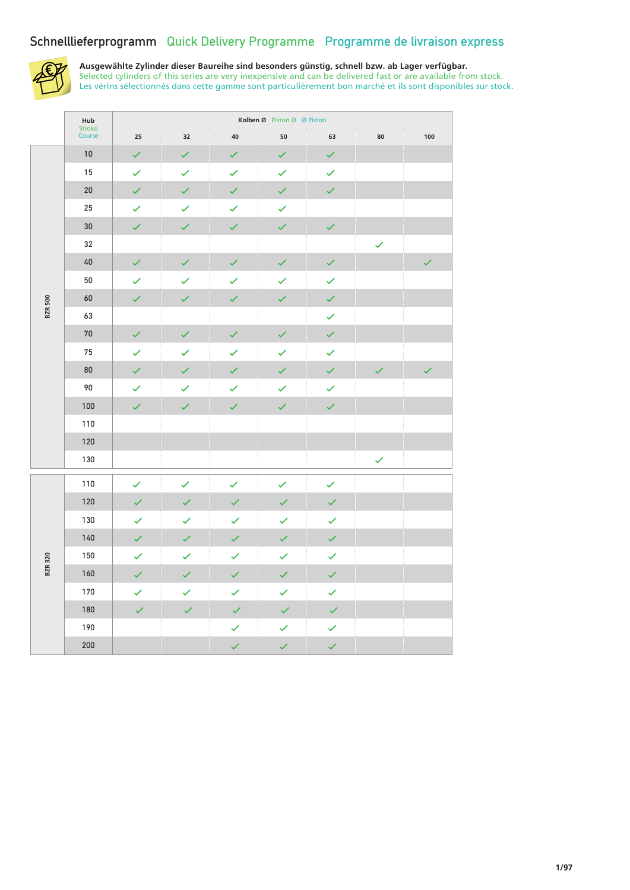# Schnelllieferprogramm Quick Delivery Programme Programme de livraison express

**Ausgewählte Zylinder dieser Baureihe sind besonders günstig, schnell bzw. ab Lager verfügbar.**
Selected cylinders of this series are very inexpensive and can be delivered fast or are available from stock.
Les vérins sélectionnés dans cette gamme sont particulièrement bon marché et ils sont disponibles sur stock.

| | Hub / Stroke / Course | Kolben Ø / Piston Ø / Ø Piston | | | | | | |
|---|---|---|---|---|---|---|---|---|
| | | 25 | 32 | 40 | 50 | 63 | 80 | 100 |
| BZR 500 | 10 | ✓ | ✓ | ✓ | ✓ | ✓ | | |
| | 15 | ✓ | ✓ | ✓ | ✓ | ✓ | | |
| | 20 | ✓ | ✓ | ✓ | ✓ | ✓ | | |
| | 25 | ✓ | ✓ | ✓ | ✓ | | | |
| | 30 | ✓ | ✓ | ✓ | ✓ | ✓ | | |
| | 32 | | | | | | ✓ | |
| | 40 | ✓ | ✓ | ✓ | ✓ | ✓ | | ✓ |
| | 50 | ✓ | ✓ | ✓ | ✓ | ✓ | | |
| | 60 | ✓ | ✓ | ✓ | ✓ | ✓ | | |
| | 63 | | | | | ✓ | | |
| | 70 | ✓ | ✓ | ✓ | ✓ | ✓ | | |
| | 75 | ✓ | ✓ | ✓ | ✓ | ✓ | | |
| | 80 | ✓ | ✓ | ✓ | ✓ | ✓ | ✓ | ✓ |
| | 90 | ✓ | ✓ | ✓ | ✓ | ✓ | | |
| | 100 | ✓ | ✓ | ✓ | ✓ | ✓ | | |
| | 110 | | | | | | | |
| | 120 | | | | | | | |
| | 130 | | | | | | ✓ | |
| BZR 320 | 110 | ✓ | ✓ | ✓ | ✓ | ✓ | | |
| | 120 | ✓ | ✓ | ✓ | ✓ | ✓ | | |
| | 130 | ✓ | ✓ | ✓ | ✓ | ✓ | | |
| | 140 | ✓ | ✓ | ✓ | ✓ | ✓ | | |
| | 150 | ✓ | ✓ | ✓ | ✓ | ✓ | | |
| | 160 | ✓ | ✓ | ✓ | ✓ | ✓ | | |
| | 170 | ✓ | ✓ | ✓ | ✓ | ✓ | | |
| | 180 | ✓ | ✓ | ✓ | ✓ | ✓ | | |
| | 190 | | | ✓ | ✓ | ✓ | | |
| | 200 | | | ✓ | ✓ | ✓ | | |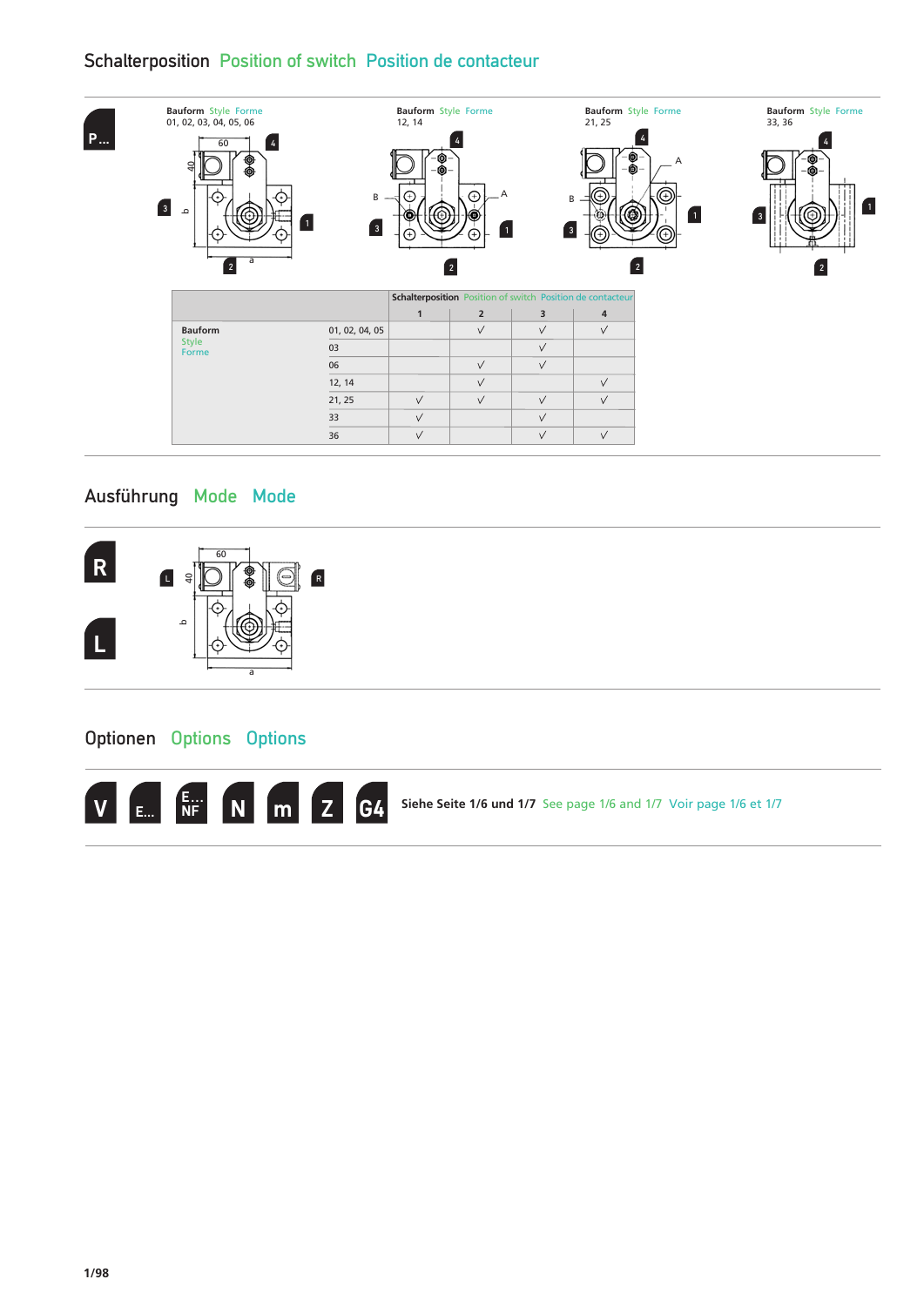## Schalterposition Position of switch Position de contacteur

P ...

Bauform Style Forme
01, 02, 03, 04, 05, 06

Bauform Style Forme
12, 14

Bauform Style Forme
21, 25

Bauform Style Forme
33, 36

| | | Schalterposition Position of switch Position de contacteur | | | |
|---|---|---|---|---|---|
| | | 1 | 2 | 3 | 4 |
| Bauform Style Forme | 01, 02, 04, 05 | | √ | √ | √ |
| | 03 | | | √ | |
| | 06 | | √ | √ | |
| | 12, 14 | | √ | | √ |
| | 21, 25 | √ | √ | √ | √ |
| | 33 | √ | | √ | |
| | 36 | √ | | √ | √ |

## Ausführung Mode Mode

R

L

## Optionen Options Options

V E... E... NF N m Z G4

**Siehe Seite 1/6 und 1/7** See page 1/6 and 1/7 Voir page 1/6 et 1/7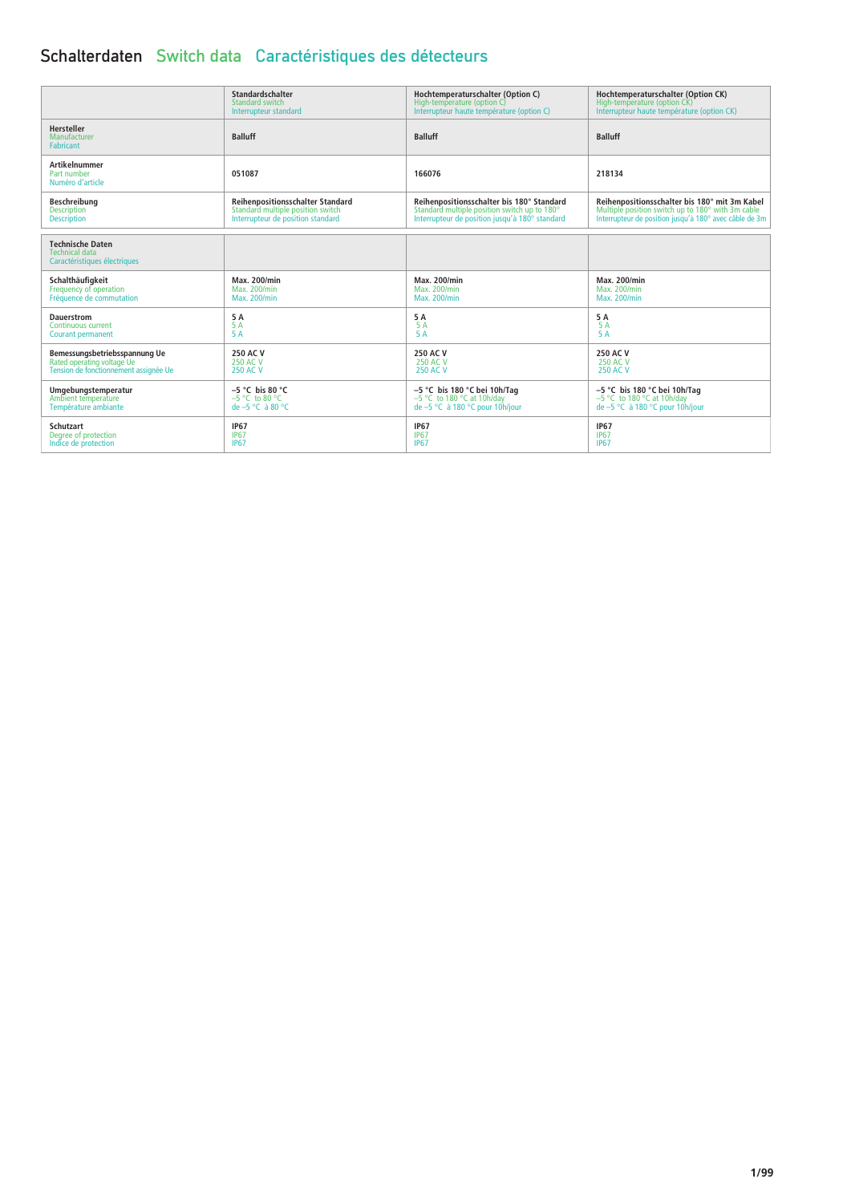# Schalterdaten Switch data Caractéristiques des détecteurs

| | Standardschalter<br>Standard switch<br>Interrupteur standard | Hochtemperaturschalter (Option C)<br>High-temperature (option C)<br>Interrupteur haute température (option C) | Hochtemperaturschalter (Option CK)<br>High-temperature (option CK)<br>Interrupteur haute température (option CK) |
|---|---|---|---|
| **Hersteller**<br>Manufacturer<br>Fabricant | **Balluff** | **Balluff** | **Balluff** |
| **Artikelnummer**<br>Part number<br>Numéro d'article | 051087 | 166076 | 218134 |
| **Beschreibung**<br>Description<br>Description | **Reihenpositionsschalter Standard**<br>Standard multiple position switch<br>Interrupteur de position standard | **Reihenpositionsschalter bis 180° Standard**<br>Standard multiple position switch up to 180°<br>Interrupteur de position jusqu'à 180° standard | **Reihenpositionsschalter bis 180° mit 3m Kabel**<br>Multiple position switch up to 180° with 3m cable<br>Interrupteur de position jusqu'à 180° avec câble de 3m |
| **Technische Daten**<br>Technical data<br>Caractéristiques électriques | | | |
| **Schalthäufigkeit**<br>Frequency of operation<br>Fréquence de commutation | **Max. 200/min**<br>Max. 200/min<br>Max. 200/min | **Max. 200/min**<br>Max. 200/min<br>Max. 200/min | **Max. 200/min**<br>Max. 200/min<br>Max. 200/min |
| **Dauerstrom**<br>Continuous current<br>Courant permanent | **5 A**<br>5 A<br>5 A | **5 A**<br>5 A<br>5 A | **5 A**<br>5 A<br>5 A |
| **Bemessungsbetriebsspannung Ue**<br>Rated operating voltage Ue<br>Tension de fonctionnement assignée Ue | **250 AC V**<br>250 AC V<br>250 AC V | **250 AC V**<br>250 AC V<br>250 AC V | **250 AC V**<br>250 AC V<br>250 AC V |
| **Umgebungstemperatur**<br>Ambient temperature<br>Température ambiante | **–5 °C bis 80 °C**<br>–5 °C to 80 °C<br>de –5 °C à 80 °C | **–5 °C bis 180 °C bei 10h/Tag**<br>–5 °C to 180 °C at 10h/day<br>de –5 °C à 180 °C pour 10h/jour | **–5 °C bis 180 °C bei 10h/Tag**<br>–5 °C to 180 °C at 10h/day<br>de –5 °C à 180 °C pour 10h/jour |
| **Schutzart**<br>Degree of protection<br>Indice de protection | **IP67**<br>IP67<br>IP67 | **IP67**<br>IP67<br>IP67 | **IP67**<br>IP67<br>IP67 |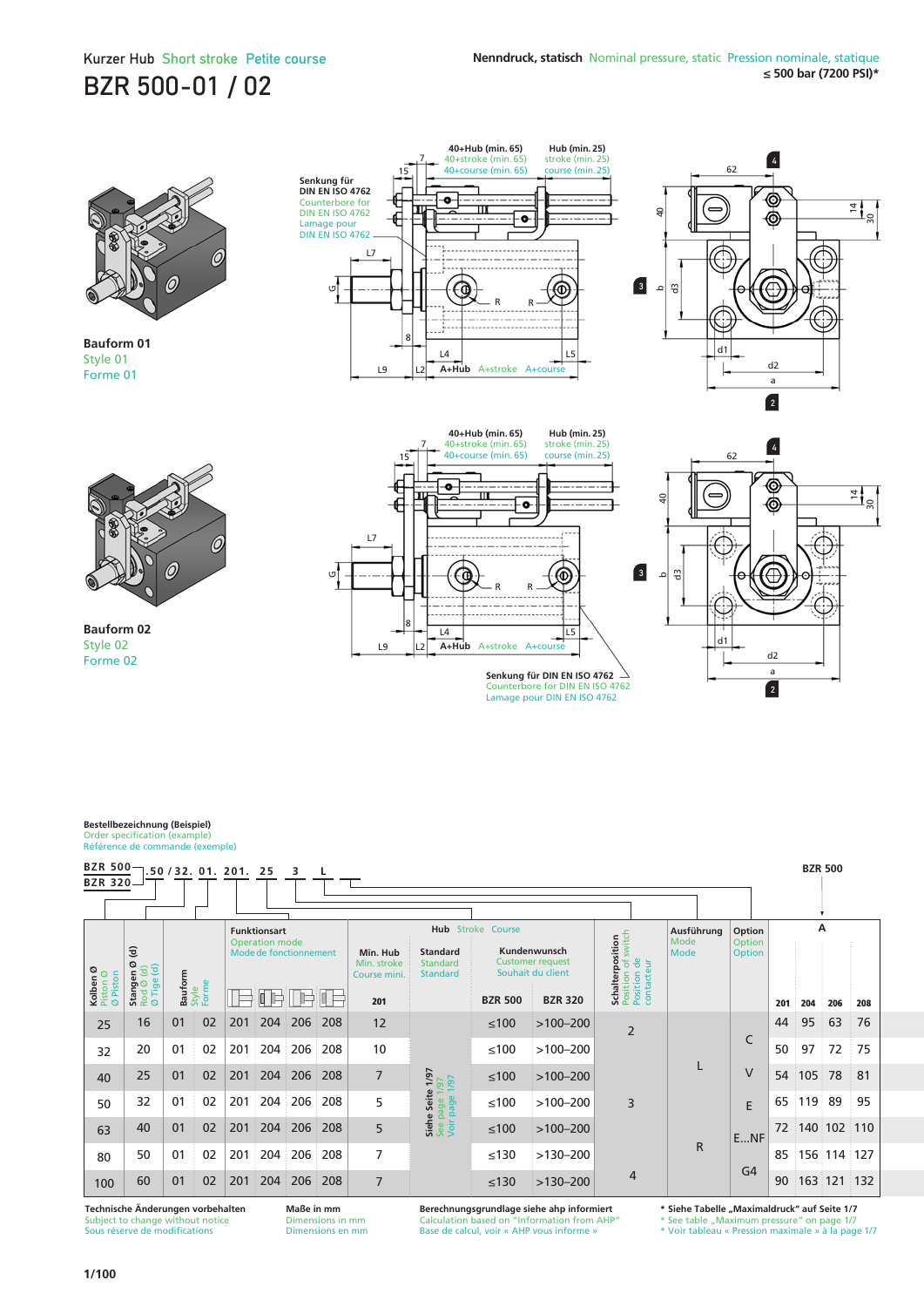Kurzer Hub Short stroke Petite course

# BZR 500-01 / 02

**Nenndruck, statisch** Nominal pressure, static Pression nominale, statique
**≤ 500 bar (7200 PSI)***

**Bauform 01**
Style 01
Forme 01

Senkung für DIN EN ISO 4762
Counterbore for DIN EN ISO 4762
Lamage pour DIN EN ISO 4762

40+Hub (min. 65)
40+stroke (min. 65)
40+course (min. 65)

Hub (min. 25)
stroke (min. 25)
course (min. 25)

A+Hub A+stroke A+course

**Bauform 02**
Style 02
Forme 02

Senkung für DIN EN ISO 4762
Counterbore for DIN EN ISO 4762
Lamage pour DIN EN ISO 4762

**Bestellbezeichnung (Beispiel)**
Order specification (example)
Référence de commande (exemple)

**BZR 500** / **BZR 320** .50 / 32. 01. 201. 25 3 L

| Kolben Ø Piston Ø Ø Piston | Stangen Ø (d) Rod Ø (d) Ø Tige (d) | Bauform Style Forme | | Funktionsart Operation mode Mode de fonctionnement | | | | Hub Stroke Course | | | | Schalterposition Position of switch Position de contacteur | Ausführung Mode Mode | Option Option Option | A (BZR 500) | | | |
|---|---|---|---|---|---|---|---|---|---|---|---|---|---|---|---|---|---|---|
| | | | | | | | | Min. Hub Min. stroke Course mini. | Standard Standard Standard | Kundenwunsch Customer request Souhait du client | | | | | | | | |
| | | | | | | | | 201 | | BZR 500 | BZR 320 | | | | 201 | 204 | 206 | 208 |
| 25 | 16 | 01 | 02 | 201 | 204 | 206 | 208 | 12 | Siehe Seite 1/97 See page 1/97 Voir page 1/97 | ≤100 | >100–200 | 2 | L | C | 44 | 95 | 63 | 76 |
| 32 | 20 | 01 | 02 | 201 | 204 | 206 | 208 | 10 | | ≤100 | >100–200 | | | | 50 | 97 | 72 | 75 |
| 40 | 25 | 01 | 02 | 201 | 204 | 206 | 208 | 7 | | ≤100 | >100–200 | 3 | | V | 54 | 105 | 78 | 81 |
| 50 | 32 | 01 | 02 | 201 | 204 | 206 | 208 | 5 | | ≤100 | >100–200 | | | E | 65 | 119 | 89 | 95 |
| 63 | 40 | 01 | 02 | 201 | 204 | 206 | 208 | 5 | | ≤100 | >100–200 | | R | E...NF | 72 | 140 | 102 | 110 |
| 80 | 50 | 01 | 02 | 201 | 204 | 206 | 208 | 7 | | ≤130 | >130–200 | 4 | | G4 | 85 | 156 | 114 | 127 |
| 100 | 60 | 01 | 02 | 201 | 204 | 206 | 208 | 7 | | ≤130 | >130–200 | | | | 90 | 163 | 121 | 132 |

**Technische Änderungen vorbehalten**
Subject to change without notice
Sous réserve de modifications

**Maße in mm**
Dimensions in mm
Dimensions en mm

**Berechnungsgrundlage siehe ahp informiert**
Calculation based on "Information from AHP"
Base de calcul, voir « AHP vous informe »

**\* Siehe Tabelle „Maximaldruck" auf Seite 1/7**
\* See table „Maximum pressure" on page 1/7
\* Voir tableau « Pression maximale » à la page 1/7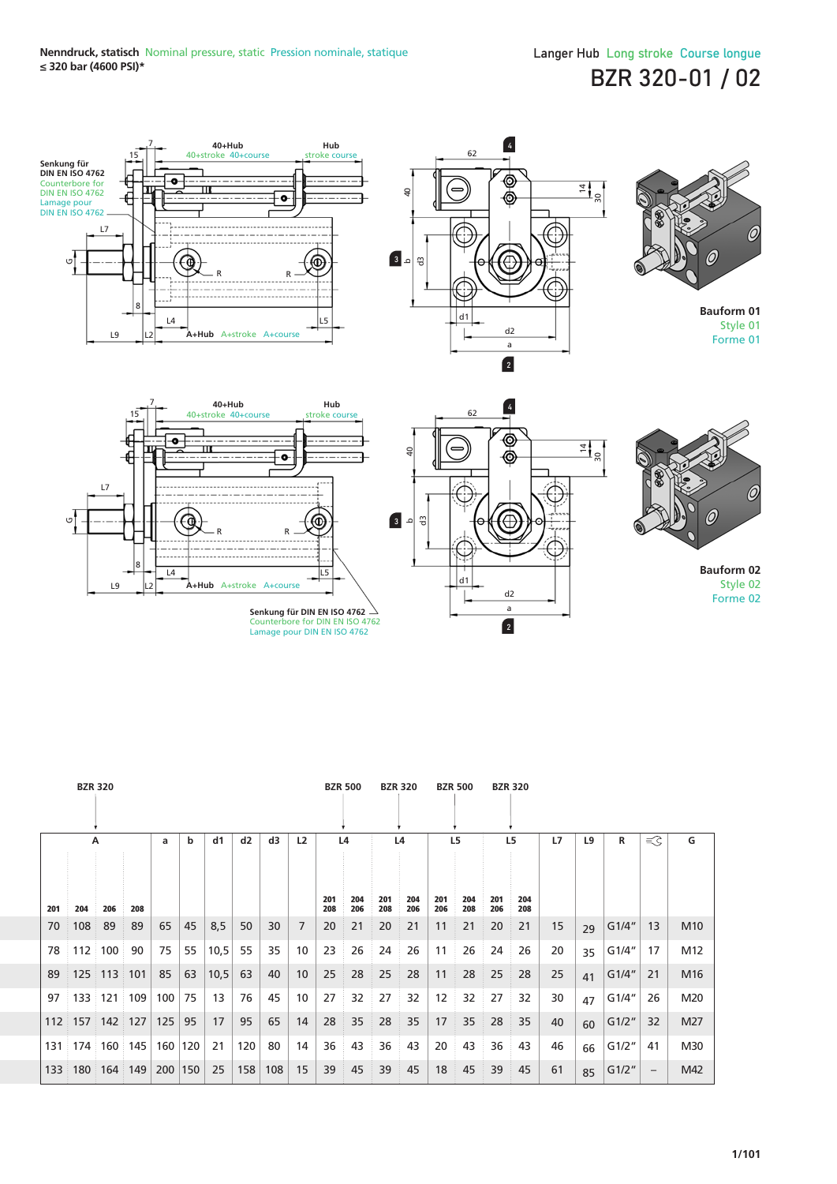**Nenndruck, statisch** Nominal pressure, static Pression nominale, statique
**≤ 320 bar (4600 PSI)***

Langer Hub Long stroke Course longue

# BZR 320-01 / 02

Senkung für DIN EN ISO 4762
Counterbore for DIN EN ISO 4762
Lamage pour DIN EN ISO 4762

40+Hub 40+stroke 40+course
Hub stroke course
A+Hub A+stroke A+course

**Bauform 01**
Style 01
Forme 01

**Bauform 02**
Style 02
Forme 02

Senkung für DIN EN ISO 4762
Counterbore for DIN EN ISO 4762
Lamage pour DIN EN ISO 4762

| BZR 320 | | | | | | | | | | BZR 500 | | BZR 320 | | BZR 500 | | BZR 320 | | | | | | |
|---|---|---|---|---|---|---|---|---|---|---|---|---|---|---|---|---|---|---|---|---|---|---|
| A | | | | a | b | d1 | d2 | d3 | L2 | L4 | | L4 | | L5 | | L5 | | L7 | L9 | R | ⚒ | G |
| 201 | 204 | 206 | 208 | | | | | | | 201 208 | 204 206 | 201 208 | 204 206 | 201 206 | 204 208 | 201 206 | 204 208 | | | | | |
| 70 | 108 | 89 | 89 | 65 | 45 | 8,5 | 50 | 30 | 7 | 20 | 21 | 20 | 21 | 11 | 21 | 20 | 21 | 15 | 29 | G1/4" | 13 | M10 |
| 78 | 112 | 100 | 90 | 75 | 55 | 10,5 | 55 | 35 | 10 | 23 | 26 | 24 | 26 | 11 | 26 | 24 | 26 | 20 | 35 | G1/4" | 17 | M12 |
| 89 | 125 | 113 | 101 | 85 | 63 | 10,5 | 63 | 40 | 10 | 25 | 28 | 25 | 28 | 11 | 28 | 25 | 28 | 25 | 41 | G1/4" | 21 | M16 |
| 97 | 133 | 121 | 109 | 100 | 75 | 13 | 76 | 45 | 10 | 27 | 32 | 27 | 32 | 12 | 32 | 27 | 32 | 30 | 47 | G1/4" | 26 | M20 |
| 112 | 157 | 142 | 127 | 125 | 95 | 17 | 95 | 65 | 14 | 28 | 35 | 28 | 35 | 17 | 35 | 28 | 35 | 40 | 60 | G1/2" | 32 | M27 |
| 131 | 174 | 160 | 145 | 160 | 120 | 21 | 120 | 80 | 14 | 36 | 43 | 36 | 43 | 20 | 43 | 36 | 43 | 46 | 66 | G1/2" | 41 | M30 |
| 133 | 180 | 164 | 149 | 200 | 150 | 25 | 158 | 108 | 15 | 39 | 45 | 39 | 45 | 18 | 45 | 39 | 45 | 61 | 85 | G1/2" | – | M42 |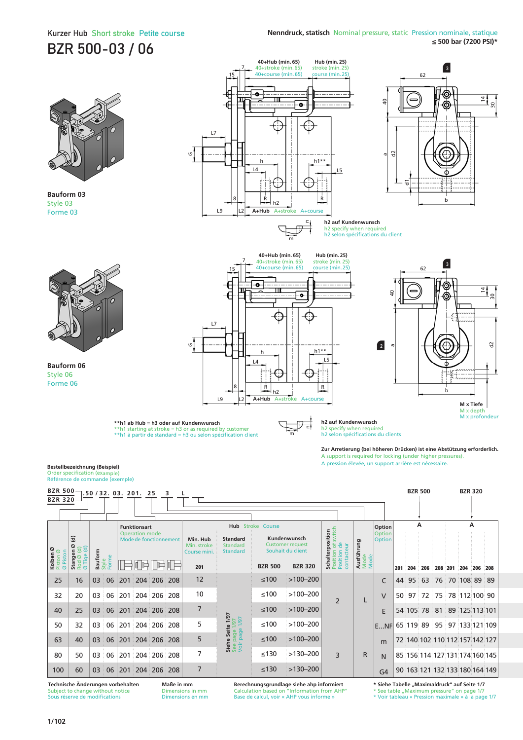Kurzer Hub Short stroke Petite course

# BZR 500-03 / 06

**Nenndruck, statisch** Nominal pressure, static Pression nominale, statique
≤ 500 bar (7200 PSI)*

**Bauform 03**
Style 03
Forme 03

40+Hub (min. 65)
40+stroke (min. 65)
40+course (min. 65)

Hub (min. 25)
stroke (min. 25)
course (min. 25)

A+Hub A+stroke A+course

**h2 auf Kundenwunsch**
h2 specify when required
h2 selon spécifications du client

**Bauform 06**
Style 06
Forme 06

**M x Tiefe**
M x depth
M x profondeur

****h1 ab Hub = h3 oder auf Kundenwunsch**
**h1 starting at stroke = h3 or as required by customer
**h1 à partir de standard = h3 ou selon spécification client

**h2 auf Kundenwunsch**
h2 specify when required
h2 selon spécifications du clients

**Zur Arretierung (bei höheren Drücken) ist eine Abstützung erforderlich.**
A support is required for locking (under higher pressures).
A pression élevée, un support arrière est nécessaire.

**Bestellbezeichnung (Beispiel)**
Order specification (example)
Référence de commande (exemple)

**BZR 500** / **BZR 320** .50 / 32. 03. 201. 25 3 L

| Kolben Ø Piston Ø Ø Piston | Stangen Ø (d) Rod Ø (d) Ø Tige (d) | Bauform Style Forme | | Funktionsart Operation mode Mode de fonctionnement | | | | Hub Stroke Course: Min. Hub Min. stroke Course mini. | Standard Standard Standard | Kundenwunsch Customer request Souhait du client | | Schalterposition Position of switch Position de contacteur | Ausführung Mode Mode | Option Option Option | A (BZR 500) | | | | A (BZR 320) | | | |
|---|---|---|---|---|---|---|---|---|---|---|---|---|---|---|---|---|---|---|---|---|---|---|
| | | | | 201 | 204 | 206 | 208 | 201 | | BZR 500 | BZR 320 | | | | 201 | 204 | 206 | 208 | 201 | 204 | 206 | 208 |
| 25 | 16 | 03 | 06 | 201 | 204 | 206 | 208 | 12 | Siehe Seite 1/97 See page 1/97 Voir page 1/97 | ≤100 | >100–200 | 2 | L | C | 44 | 95 | 63 | 76 | 70 | 108 | 89 | 89 |
| 32 | 20 | 03 | 06 | 201 | 204 | 206 | 208 | 10 | | ≤100 | >100–200 | | | V | 50 | 97 | 72 | 75 | 78 | 112 | 100 | 90 |
| 40 | 25 | 03 | 06 | 201 | 204 | 206 | 208 | 7 | | ≤100 | >100–200 | | | E | 54 | 105 | 78 | 81 | 89 | 125 | 113 | 101 |
| 50 | 32 | 03 | 06 | 201 | 204 | 206 | 208 | 5 | | ≤100 | >100–200 | | | E...NF | 65 | 119 | 89 | 95 | 97 | 133 | 121 | 109 |
| 63 | 40 | 03 | 06 | 201 | 204 | 206 | 208 | 5 | | ≤100 | >100–200 | | | m | 72 | 140 | 102 | 110 | 112 | 157 | 142 | 127 |
| 80 | 50 | 03 | 06 | 201 | 204 | 206 | 208 | 7 | | ≤130 | >130–200 | 3 | R | N | 85 | 156 | 114 | 127 | 131 | 174 | 160 | 145 |
| 100 | 60 | 03 | 06 | 201 | 204 | 206 | 208 | 7 | | ≤130 | >130–200 | | | G4 | 90 | 163 | 121 | 132 | 133 | 180 | 164 | 149 |

**Technische Änderungen vorbehalten**
Subject to change without notice
Sous réserve de modifications

**Maße in mm**
Dimensions in mm
Dimensions en mm

**Berechnungsgrundlage siehe ahp informiert**
Calculation based on "Information from AHP"
Base de calcul, voir « AHP vous informe »

**\* Siehe Tabelle „Maximaldruck" auf Seite 1/7**
\* See table „Maximum pressure" on page 1/7
\* Voir tableau « Pression maximale » à la page 1/7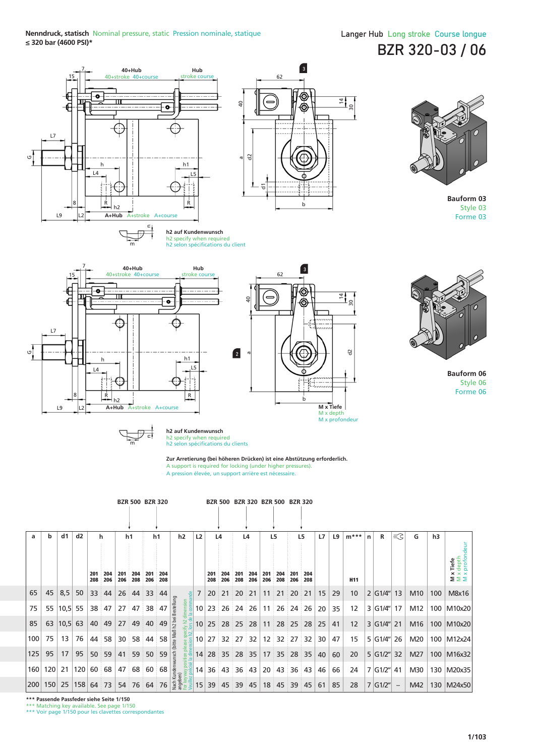Nenndruck, statisch Nominal pressure, static Pression nominale, statique
≤ 320 bar (4600 PSI)*

Langer Hub Long stroke Course longue

# BZR 320-03 / 06

40+Hub
40+stroke 40+course

Hub
stroke course

A+Hub A+stroke A+course

h2 auf Kundenwunsch
h2 specify when required
h2 selon spécifications du client

**Bauform 03**
Style 03
Forme 03

40+Hub
40+stroke 40+course

Hub
stroke course

A+Hub A+stroke A+course

M x Tiefe
M x depth
M x profondeur

h2 auf Kundenwunsch
h2 specify when required
h2 selon spécifications du clients

**Bauform 06**
Style 06
Forme 06

**Zur Arretierung (bei höheren Drücken) ist eine Abstützung erforderlich.**
A support is required for locking (under higher pressures).
A pression élevée, un support arrière est nécessaire.

| a | b | d1 | d2 | h | | h1 (BZR 500) | | h1 (BZR 320) | | h2 | L2 | L4 (BZR 500) | | L4 (BZR 320) | | L5 (BZR 500) | | L5 (BZR 320) | | L7 | L9 | m*** | n | R | ⚟ | G | h3 | M x Tiefe / M x depth / M x profondeur |
|---|---|---|---|---|---|---|---|---|---|---|---|---|---|---|---|---|---|---|---|---|---|---|---|---|---|---|---|---|
| | | | | 201 208 | 204 206 | 201 206 | 204 208 | 201 206 | 204 208 | | | 201 208 | 204 206 | 201 208 | 204 206 | 201 206 | 204 208 | 201 206 | 204 208 | | | H11 | | | | | | |
| 65 | 45 | 8,5 | 50 | 33 | 44 | 26 | 44 | 33 | 44 | Nach Kundenwunsch (bitte Maß h2 bei Bestellung angeben) / For keyway position please specify h2 dimension / Veuillez préciser la dimension h2, lors de la commande | 7 | 20 | 21 | 20 | 21 | 11 | 21 | 20 | 21 | 15 | 29 | 10 | 2 | G1/4" | 13 | M10 | 100 | M8x16 |
| 75 | 55 | 10,5 | 55 | 38 | 47 | 27 | 47 | 38 | 47 | | 10 | 23 | 26 | 24 | 26 | 11 | 26 | 24 | 26 | 20 | 35 | 12 | 3 | G1/4" | 17 | M12 | 100 | M10x20 |
| 85 | 63 | 10,5 | 63 | 40 | 49 | 27 | 49 | 40 | 49 | | 10 | 25 | 28 | 25 | 28 | 11 | 28 | 25 | 28 | 25 | 41 | 12 | 3 | G1/4" | 21 | M16 | 100 | M10x20 |
| 100 | 75 | 13 | 76 | 44 | 58 | 30 | 58 | 44 | 58 | | 10 | 27 | 32 | 27 | 32 | 12 | 32 | 27 | 32 | 30 | 47 | 15 | 5 | G1/4" | 26 | M20 | 100 | M12x24 |
| 125 | 95 | 17 | 95 | 50 | 59 | 41 | 59 | 50 | 59 | | 14 | 28 | 35 | 28 | 35 | 17 | 35 | 28 | 35 | 40 | 60 | 20 | 5 | G1/2" | 32 | M27 | 100 | M16x32 |
| 160 | 120 | 21 | 120 | 60 | 68 | 47 | 68 | 60 | 68 | | 14 | 36 | 43 | 36 | 43 | 20 | 43 | 36 | 43 | 46 | 66 | 24 | 7 | G1/2" | 41 | M30 | 130 | M20x35 |
| 200 | 150 | 25 | 158 | 64 | 73 | 54 | 76 | 64 | 76 | | 15 | 39 | 45 | 39 | 45 | 18 | 45 | 39 | 45 | 61 | 85 | 28 | 7 | G1/2" | – | M42 | 130 | M24x50 |

**\*\*\* Passende Passfeder siehe Seite 1/150**
\*\*\* Matching key available. See page 1/150
\*\*\* Voir page 1/150 pour les clavettes correspondantes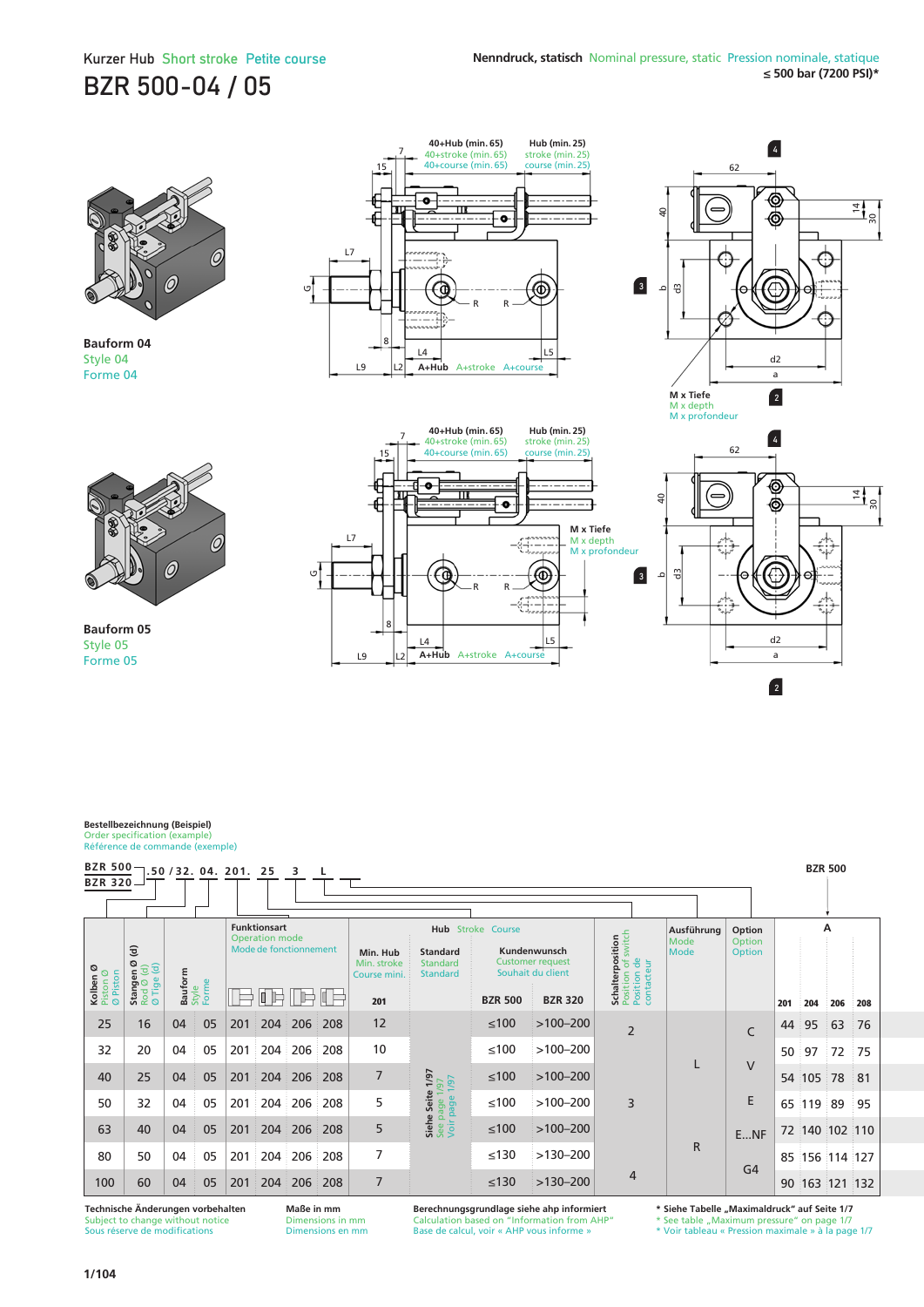Kurzer Hub Short stroke Petite course

# BZR 500-04 / 05

**Nenndruck, statisch** Nominal pressure, static Pression nominale, statique
≤ 500 bar (7200 PSI)*

**Bauform 04**
Style 04
Forme 04

40+Hub (min. 65)
40+stroke (min. 65)
40+course (min. 65)

Hub (min. 25)
stroke (min. 25)
course (min. 25)

15 7 L7 G R R 8 L4 L5 L9 L2 A+Hub A+stroke A+course

62 40 14 30 b d3 d2 a 3 4

M x Tiefe
M x depth
M x profondeur

2

**Bauform 05**
Style 05
Forme 05

40+Hub (min. 65)
40+stroke (min. 65)
40+course (min. 65)

Hub (min. 25)
stroke (min. 25)
course (min. 25)

M x Tiefe
M x depth
M x profondeur

15 7 L7 G R R 8 L4 L5 L9 L2 A+Hub A+stroke A+course

62 40 14 30 b d3 d2 a 3 4 2

**Bestellbezeichnung (Beispiel)**
Order specification (example)
Référence de commande (exemple)

**BZR 500** / **BZR 320** .50 / 32. 04. 201. 25 3 L

BZR 500

| Kolben Ø Piston Ø Ø Piston | Stangen Ø (d) Rod Ø (d) Ø Tige (d) | Bauform Style Forme | | Funktionsart Operation mode Mode de fonctionnement | | | | Min. Hub Min. stroke Course mini. | Hub Stroke Course Standard Standard Standard | Kundenwunsch Customer request Souhait du client | | Schalterposition Position of switch Position de contacteur | Ausführung Mode Mode | Option Option Option | A | | | |
|---|---|---|---|---|---|---|---|---|---|---|---|---|---|---|---|---|---|---|
| | | | | 201 | 204 | 206 | 208 | 201 | | BZR 500 | BZR 320 | | | | 201 | 204 | 206 | 208 |
| 25 | 16 | 04 | 05 | 201 | 204 | 206 | 208 | 12 | Siehe Seite 1/97 See page 1/97 Voir page 1/97 | ≤100 | >100–200 | 2 | L | C | 44 | 95 | 63 | 76 |
| 32 | 20 | 04 | 05 | 201 | 204 | 206 | 208 | 10 | | ≤100 | >100–200 | | | | 50 | 97 | 72 | 75 |
| 40 | 25 | 04 | 05 | 201 | 204 | 206 | 208 | 7 | | ≤100 | >100–200 | 3 | | V | 54 | 105 | 78 | 81 |
| 50 | 32 | 04 | 05 | 201 | 204 | 206 | 208 | 5 | | ≤100 | >100–200 | | | E | 65 | 119 | 89 | 95 |
| 63 | 40 | 04 | 05 | 201 | 204 | 206 | 208 | 5 | | ≤100 | >100–200 | | R | E...NF | 72 | 140 | 102 | 110 |
| 80 | 50 | 04 | 05 | 201 | 204 | 206 | 208 | 7 | | ≤130 | >130–200 | 4 | | G4 | 85 | 156 | 114 | 127 |
| 100 | 60 | 04 | 05 | 201 | 204 | 206 | 208 | 7 | | ≤130 | >130–200 | | | | 90 | 163 | 121 | 132 |

**Technische Änderungen vorbehalten**
Subject to change without notice
Sous réserve de modifications

**Maße in mm**
Dimensions in mm
Dimensions en mm

**Berechnungsgrundlage siehe ahp informiert**
Calculation based on "Information from AHP"
Base de calcul, voir « AHP vous informe »

**\* Siehe Tabelle „Maximaldruck" auf Seite 1/7**
\* See table „Maximum pressure" on page 1/7
\* Voir tableau « Pression maximale » à la page 1/7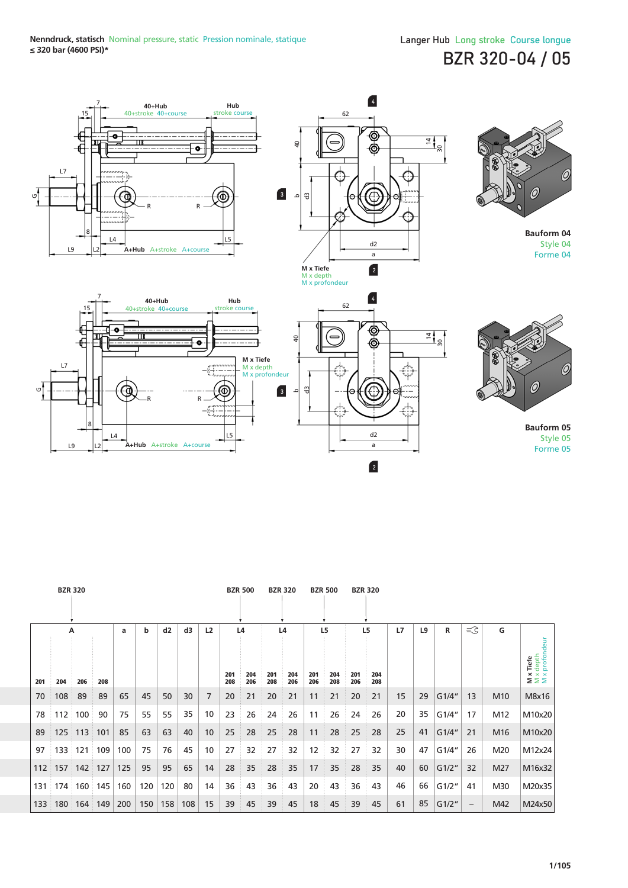Nenndruck, statisch Nominal pressure, static Pression nominale, statique
≤ 320 bar (4600 PSI)*

Langer Hub Long stroke Course longue

# BZR 320-04 / 05

7
15
40+Hub
40+stroke 40+course
Hub
stroke course
L7
G
R
R
8
L4
L5
L9
L2
A+Hub A+stroke A+course

4
62
40
14
30
3
b
d3
d2
a
M x Tiefe
M x depth
M x profondeur
2

Bauform 04
Style 04
Forme 04

7
15
40+Hub
40+stroke 40+course
Hub
stroke course
M x Tiefe
M x depth
M x profondeur
L7
G
R
R
8
L4
L5
L9
L2
A+Hub A+stroke A+course

4
62
40
14
30
3
b
d3
d2
a
2

Bauform 05
Style 05
Forme 05

| A (BZR 320) | | | | a | b | d2 | d3 | L2 | L4 (BZR 500) | | L4 (BZR 320) | | L5 (BZR 500) | | L5 (BZR 320) | | L7 | L9 | R | ⚿ | G | M x Tiefe / M x depth / M x profondeur |
|---|---|---|---|---|---|---|---|---|---|---|---|---|---|---|---|---|---|---|---|---|---|---|
| 201 | 204 | 206 | 208 | | | | | | 201 208 | 204 206 | 201 208 | 204 206 | 201 206 | 204 208 | 201 206 | 204 208 | | | | | | |
| 70 | 108 | 89 | 89 | 65 | 45 | 50 | 30 | 7 | 20 | 21 | 20 | 21 | 11 | 21 | 20 | 21 | 15 | 29 | G1/4″ | 13 | M10 | M8x16 |
| 78 | 112 | 100 | 90 | 75 | 55 | 55 | 35 | 10 | 23 | 26 | 24 | 26 | 11 | 26 | 24 | 26 | 20 | 35 | G1/4″ | 17 | M12 | M10x20 |
| 89 | 125 | 113 | 101 | 85 | 63 | 63 | 40 | 10 | 25 | 28 | 25 | 28 | 11 | 28 | 25 | 28 | 25 | 41 | G1/4″ | 21 | M16 | M10x20 |
| 97 | 133 | 121 | 109 | 100 | 75 | 76 | 45 | 10 | 27 | 32 | 27 | 32 | 12 | 32 | 27 | 32 | 30 | 47 | G1/4″ | 26 | M20 | M12x24 |
| 112 | 157 | 142 | 127 | 125 | 95 | 95 | 65 | 14 | 28 | 35 | 28 | 35 | 17 | 35 | 28 | 35 | 40 | 60 | G1/2″ | 32 | M27 | M16x32 |
| 131 | 174 | 160 | 145 | 160 | 120 | 120 | 80 | 14 | 36 | 43 | 36 | 43 | 20 | 43 | 36 | 43 | 46 | 66 | G1/2″ | 41 | M30 | M20x35 |
| 133 | 180 | 164 | 149 | 200 | 150 | 158 | 108 | 15 | 39 | 45 | 39 | 45 | 18 | 45 | 39 | 45 | 61 | 85 | G1/2″ | – | M42 | M24x50 |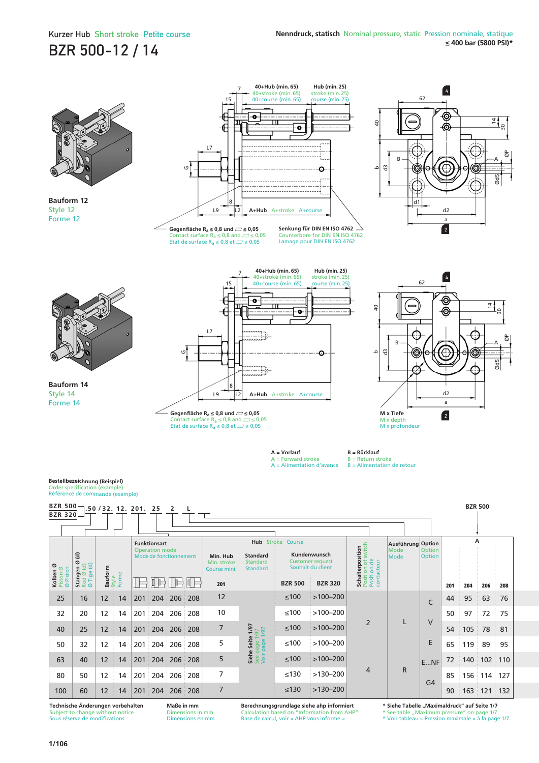Kurzer Hub Short stroke Petite course

# BZR 500-12 / 14

**Nenndruck, statisch** Nominal pressure, static Pression nominale, statique
≤ 400 bar (5800 PSI)*

**Bauform 12**
Style 12
Forme 12

40+Hub (min. 65)
40+stroke (min. 65)
40+course (min. 65)

Hub (min. 25)
stroke (min. 25)
course (min. 25)

7
15
L7
G
8
L9
L2
A+Hub A+stroke A+course
62
4
40
14
30
b
d3
B
A
ØP
Ød5
d1
d2
a
2

Gegenfläche $R_a$ ≤ 0,8 und ▱ ≤ 0,05
Contact surface $R_a$ ≤ 0,8 and ▱ ≤ 0,05
Etat de surface $R_a$ ≤ 0,8 et ▱ ≤ 0,05

Senkung für DIN EN ISO 4762
Counterbore for DIN EN ISO 4762
Lamage pour DIN EN ISO 4762

**Bauform 14**
Style 14
Forme 14

40+Hub (min. 65)
40+stroke (min. 65)
40+course (min. 65)

Hub (min. 25)
stroke (min. 25)
course (min. 25)

7
15
L7
G
8
L9
L2
A+Hub A+stroke A+course
62
4
40
14
30
b
d3
B
A
ØP
Ød5
d2
a
2

Gegenfläche $R_a$ ≤ 0,8 und ▱ ≤ 0,05
Contact surface $R_a$ ≤ 0,8 and ▱ ≤ 0,05
Etat de surface $R_a$ ≤ 0,8 et ▱ ≤ 0,05

M x Tiefe
M x depth
M x profondeur

A = Vorlauf
A = Forward stroke
A = Alimentation d'avance

B = Rücklauf
B = Return stroke
B = Alimentation de retour

**Bestellbezeichnung (Beispiel)**
Order specification (example)
Référence de commande (exemple)

BZR 500 / BZR 320 .50 / 32. 12. 201. 25 2 L

BZR 500

| Kolben Ø Piston Ø Ø Piston | Stangen Ø (d) Rod Ø (d) Ø Tige (d) | Bauform Style Forme | | Funktionsart Operation mode Mode de fonctionnement | | | | Min. Hub Min. stroke Course mini. | Hub Stroke Course: Standard Standard Standard | Kundenwunsch Customer request Souhait du client | | Schalterposition Position of switch Position de contacteur | Ausführung Mode Mode | Option Option Option | A | | | |
|---|---|---|---|---|---|---|---|---|---|---|---|---|---|---|---|---|---|---|
| | | | | | | | | 201 | | BZR 500 | BZR 320 | | | | 201 | 204 | 206 | 208 |
| 25 | 16 | 12 | 14 | 201 | 204 | 206 | 208 | 12 | Siehe Seite 1/97 See page 1/97 Voir page 1/97 | ≤100 | >100–200 | 2 | L | C | 44 | 95 | 63 | 76 |
| 32 | 20 | 12 | 14 | 201 | 204 | 206 | 208 | 10 | | ≤100 | >100–200 | | | | 50 | 97 | 72 | 75 |
| 40 | 25 | 12 | 14 | 201 | 204 | 206 | 208 | 7 | | ≤100 | >100–200 | | | V | 54 | 105 | 78 | 81 |
| 50 | 32 | 12 | 14 | 201 | 204 | 206 | 208 | 5 | | ≤100 | >100–200 | | | E | 65 | 119 | 89 | 95 |
| 63 | 40 | 12 | 14 | 201 | 204 | 206 | 208 | 5 | | ≤100 | >100–200 | 4 | R | E...NF | 72 | 140 | 102 | 110 |
| 80 | 50 | 12 | 14 | 201 | 204 | 206 | 208 | 7 | | ≤130 | >130–200 | | | G4 | 85 | 156 | 114 | 127 |
| 100 | 60 | 12 | 14 | 201 | 204 | 206 | 208 | 7 | | ≤130 | >130–200 | | | | 90 | 163 | 121 | 132 |

**Technische Änderungen vorbehalten**
Subject to change without notice
Sous réserve de modifications

**Maße in mm**
Dimensions in mm
Dimensions en mm

**Berechnungsgrundlage siehe ahp informiert**
Calculation based on "Information from AHP"
Base de calcul, voir « AHP vous informe »

**\* Siehe Tabelle „Maximaldruck" auf Seite 1/7**
\* See table „Maximum pressure" on page 1/7
\* Voir tableau « Pression maximale » à la page 1/7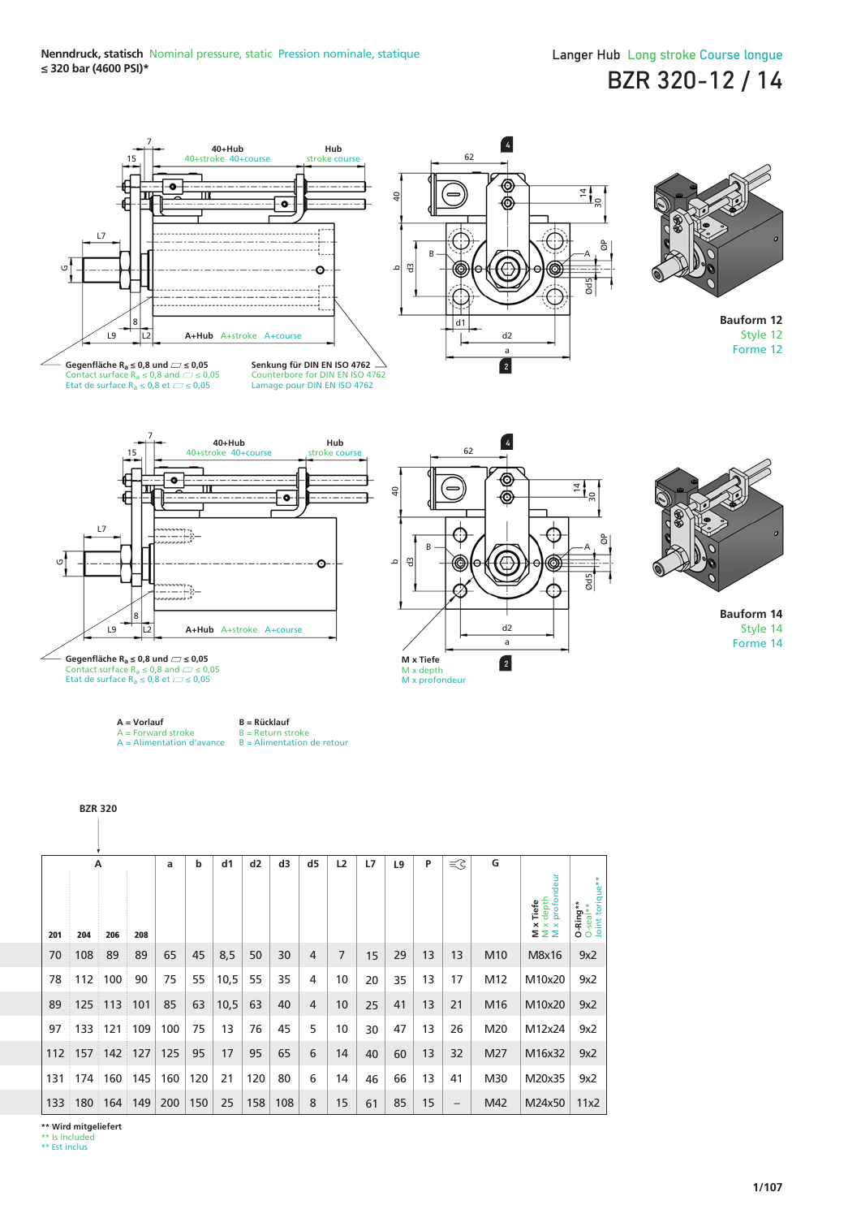**Nenndruck, statisch** Nominal pressure, static Pression nominale, statique
**≤ 320 bar (4600 PSI)***

Langer Hub Long stroke Course longue

# BZR 320-12 / 14

40+Hub
40+stroke 40+course

Hub
stroke course

A+Hub A+stroke A+course

Gegenfläche $R_a \leq 0{,}8$ und ⏥ ≤ 0,05
Contact surface $R_a \leq 0{,}8$ and ⏥ ≤ 0,05
Etat de surface $R_a \leq 0{,}8$ et ⏥ ≤ 0,05

Senkung für DIN EN ISO 4762
Counterbore for DIN EN ISO 4762
Lamage pour DIN EN ISO 4762

**Bauform 12**
Style 12
Forme 12

40+Hub
40+stroke 40+course

Hub
stroke course

A+Hub A+stroke A+course

Gegenfläche $R_a \leq 0{,}8$ und ⏥ ≤ 0,05
Contact surface $R_a \leq 0{,}8$ and ⏥ ≤ 0,05
Etat de surface $R_a \leq 0{,}8$ et ⏥ ≤ 0,05

M x Tiefe
M x depth
M x profondeur

**Bauform 14**
Style 14
Forme 14

A = Vorlauf
A = Forward stroke
A = Alimentation d'avance

B = Rücklauf
B = Return stroke
B = Alimentation de retour

**BZR 320**

| A | | | | a | b | d1 | d2 | d3 | d5 | L2 | L7 | L9 | P | ⚒ | G | M x Tiefe / M x depth / M x profondeur | O-Ring** / O-seal** / Joint torique** |
|---|---|---|---|---|---|---|---|---|---|---|---|---|---|---|---|---|---|
| 201 | 204 | 206 | 208 | | | | | | | | | | | | | | |
| 70 | 108 | 89 | 89 | 65 | 45 | 8,5 | 50 | 30 | 4 | 7 | 15 | 29 | 13 | 13 | M10 | M8x16 | 9x2 |
| 78 | 112 | 100 | 90 | 75 | 55 | 10,5 | 55 | 35 | 4 | 10 | 20 | 35 | 13 | 17 | M12 | M10x20 | 9x2 |
| 89 | 125 | 113 | 101 | 85 | 63 | 10,5 | 63 | 40 | 4 | 10 | 25 | 41 | 13 | 21 | M16 | M10x20 | 9x2 |
| 97 | 133 | 121 | 109 | 100 | 75 | 13 | 76 | 45 | 5 | 10 | 30 | 47 | 13 | 26 | M20 | M12x24 | 9x2 |
| 112 | 157 | 142 | 127 | 125 | 95 | 17 | 95 | 65 | 6 | 14 | 40 | 60 | 13 | 32 | M27 | M16x32 | 9x2 |
| 131 | 174 | 160 | 145 | 160 | 120 | 21 | 120 | 80 | 6 | 14 | 46 | 66 | 13 | 41 | M30 | M20x35 | 9x2 |
| 133 | 180 | 164 | 149 | 200 | 150 | 25 | 158 | 108 | 8 | 15 | 61 | 85 | 15 | – | M42 | M24x50 | 11x2 |

**** Wird mitgeliefert**
** Is included
** Est inclus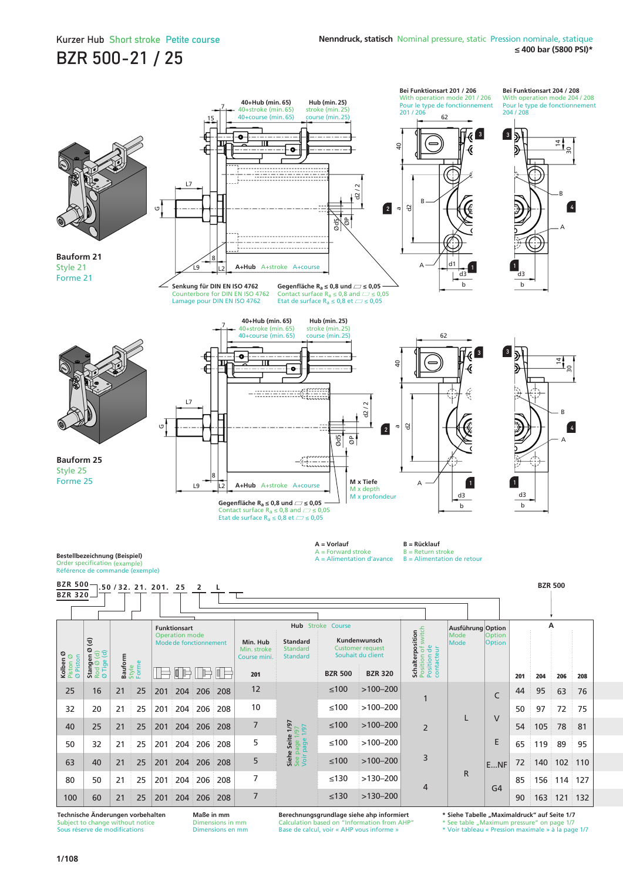Kurzer Hub Short stroke Petite course

# BZR 500-21 / 25

**Nenndruck, statisch** Nominal pressure, static Pression nominale, statique
**≤ 400 bar (5800 PSI)***

**Bauform 21**
Style 21
Forme 21

40+Hub (min. 65)
40+stroke (min. 65)
40+course (min. 65)

Hub (min. 25)
stroke (min. 25)
course (min. 25)

A+Hub A+stroke A+course

Senkung für DIN EN ISO 4762
Counterbore for DIN EN ISO 4762
Lamage pour DIN EN ISO 4762

Gegenfläche $R_a$ ≤ 0,8 und ▱ ≤ 0,05
Contact surface $R_a$ ≤ 0,8 and ▱ ≤ 0,05
Etat de surface $R_a$ ≤ 0,8 et ▱ ≤ 0,05

**Bei Funktionsart 201 / 206**
With operation mode 201 / 206
Pour le type de fonctionnement 201 / 206

**Bei Funktionsart 204 / 208**
With operation mode 204 / 208
Pour le type de fonctionnement 204 / 208

**Bauform 25**
Style 25
Forme 25

40+Hub (min. 65)
40+stroke (min. 65)
40+course (min. 65)

Hub (min. 25)
stroke (min. 25)
course (min. 25)

A+Hub A+stroke A+course

M x Tiefe
M x depth
M x profondeur

Gegenfläche $R_a$ ≤ 0,8 und ▱ ≤ 0,05
Contact surface $R_a$ ≤ 0,8 and ▱ ≤ 0,05
Etat de surface $R_a$ ≤ 0,8 et ▱ ≤ 0,05

A = Vorlauf
A = Forward stroke
A = Alimentation d'avance

B = Rücklauf
B = Return stroke
B = Alimentation de retour

**Bestellbezeichnung (Beispiel)**
Order specification (example)
Référence de commande (exemple)

**BZR 500** / **BZR 320** .50 / 32. 21. 201. 25 2 L

| Kolben Ø / Piston Ø / Ø Piston | Stangen Ø (d) / Rod Ø (d) / Ø Tige (d) | Bauform / Style / Forme | | Funktionsart / Operation mode / Mode de fonctionnement | | | | Hub Stroke Course: Min. Hub / Min. stroke / Course mini. | Standard / Standard / Standard | Kundenwunsch / Customer request / Souhait du client: BZR 500 | BZR 320 | Schalterposition / Position of switch / Position de contacteur | Ausführung / Mode / Mode | Option / Option / Option | A (BZR 500): 201 | 204 | 206 | 208 |
|---|---|---|---|---|---|---|---|---|---|---|---|---|---|---|---|---|---|---|
| | | | | 201 | 204 | 206 | 208 | 201 | | | | | | | | | | |
| 25 | 16 | 21 | 25 | 201 | 204 | 206 | 208 | 12 | Siehe Seite 1/97 / See page 1/97 / Voir page 1/97 | ≤100 | >100–200 | 1 | L | C | 44 | 95 | 63 | 76 |
| 32 | 20 | 21 | 25 | 201 | 204 | 206 | 208 | 10 | | ≤100 | >100–200 | | | | 50 | 97 | 72 | 75 |
| 40 | 25 | 21 | 25 | 201 | 204 | 206 | 208 | 7 | | ≤100 | >100–200 | 2 | | V | 54 | 105 | 78 | 81 |
| 50 | 32 | 21 | 25 | 201 | 204 | 206 | 208 | 5 | | ≤100 | >100–200 | | | E | 65 | 119 | 89 | 95 |
| 63 | 40 | 21 | 25 | 201 | 204 | 206 | 208 | 5 | | ≤100 | >100–200 | 3 | R | E...NF | 72 | 140 | 102 | 110 |
| 80 | 50 | 21 | 25 | 201 | 204 | 206 | 208 | 7 | | ≤130 | >130–200 | | | | 85 | 156 | 114 | 127 |
| 100 | 60 | 21 | 25 | 201 | 204 | 206 | 208 | 7 | | ≤130 | >130–200 | 4 | | G4 | 90 | 163 | 121 | 132 |

**Technische Änderungen vorbehalten**
Subject to change without notice
Sous réserve de modifications

**Maße in mm**
Dimensions in mm
Dimensions en mm

**Berechnungsgrundlage siehe ahp informiert**
Calculation based on "Information from AHP"
Base de calcul, voir « AHP vous informe »

**\* Siehe Tabelle „Maximaldruck" auf Seite 1/7**
\* See table „Maximum pressure" on page 1/7
\* Voir tableau « Pression maximale » à la page 1/7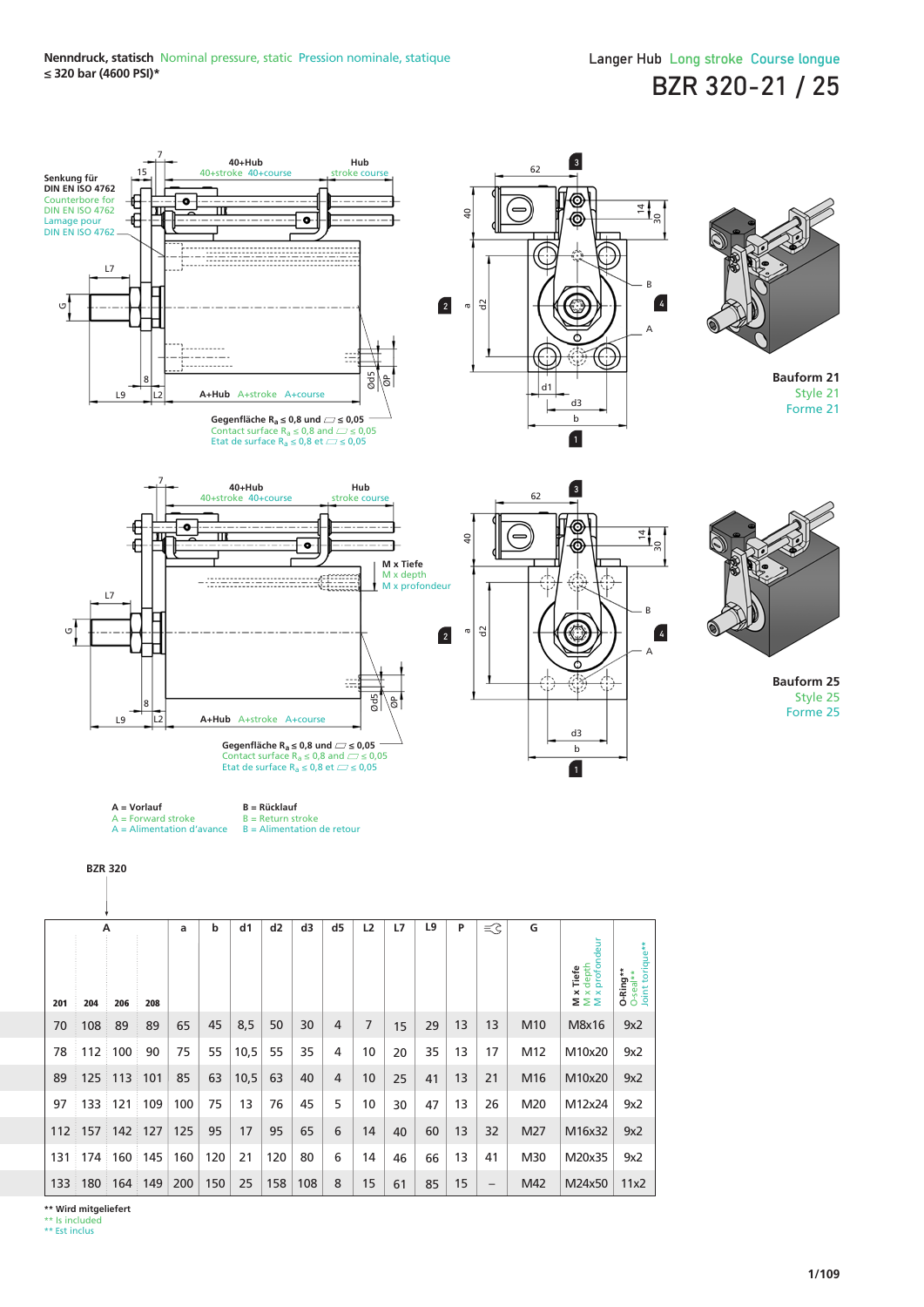Nenndruck, statisch Nominal pressure, static Pression nominale, statique
≤ 320 bar (4600 PSI)*

Langer Hub Long stroke Course longue

# BZR 320-21 / 25

Senkung für DIN EN ISO 4762
Counterbore for DIN EN ISO 4762
Lamage pour DIN EN ISO 4762

40+Hub 40+stroke 40+course
Hub stroke course

A+Hub A+stroke A+course

Gegenfläche $R_a$ ≤ 0,8 und ▱ ≤ 0,05
Contact surface $R_a$ ≤ 0,8 and ▱ ≤ 0,05
Etat de surface $R_a$ ≤ 0,8 et ▱ ≤ 0,05

**Bauform 21**
Style 21
Forme 21

M x Tiefe
M x depth
M x profondeur

**Bauform 25**
Style 25
Forme 25

A = Vorlauf
A = Forward stroke
A = Alimentation d'avance

B = Rücklauf
B = Return stroke
B = Alimentation de retour

BZR 320

| A 201 | A 204 | A 206 | A 208 | a | b | d1 | d2 | d3 | d5 | L2 | L7 | L9 | P | ⚟ | G | M x Tiefe / M x depth / M x profondeur | O-Ring** / O-seal** / Joint torique** |
|---|---|---|---|---|---|---|---|---|---|---|---|---|---|---|---|---|---|
| 70 | 108 | 89 | 89 | 65 | 45 | 8,5 | 50 | 30 | 4 | 7 | 15 | 29 | 13 | 13 | M10 | M8x16 | 9x2 |
| 78 | 112 | 100 | 90 | 75 | 55 | 10,5 | 55 | 35 | 4 | 10 | 20 | 35 | 13 | 17 | M12 | M10x20 | 9x2 |
| 89 | 125 | 113 | 101 | 85 | 63 | 10,5 | 63 | 40 | 4 | 10 | 25 | 41 | 13 | 21 | M16 | M10x20 | 9x2 |
| 97 | 133 | 121 | 109 | 100 | 75 | 13 | 76 | 45 | 5 | 10 | 30 | 47 | 13 | 26 | M20 | M12x24 | 9x2 |
| 112 | 157 | 142 | 127 | 125 | 95 | 17 | 95 | 65 | 6 | 14 | 40 | 60 | 13 | 32 | M27 | M16x32 | 9x2 |
| 131 | 174 | 160 | 145 | 160 | 120 | 21 | 120 | 80 | 6 | 14 | 46 | 66 | 13 | 41 | M30 | M20x35 | 9x2 |
| 133 | 180 | 164 | 149 | 200 | 150 | 25 | 158 | 108 | 8 | 15 | 61 | 85 | 15 | – | M42 | M24x50 | 11x2 |

** Wird mitgeliefert
** Is included
** Est inclus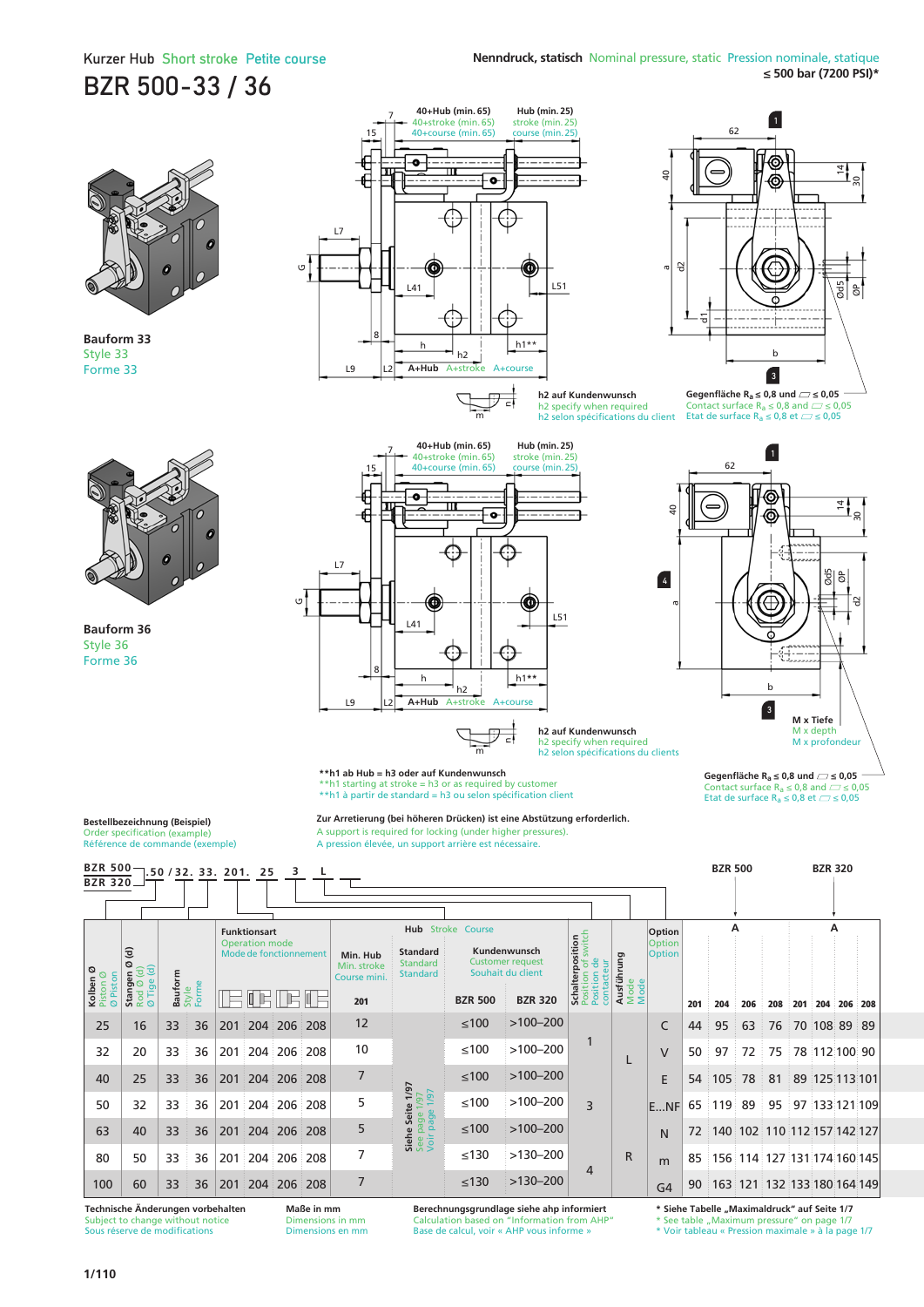Kurzer Hub Short stroke Petite course

# BZR 500-33 / 36

**Nenndruck, statisch** Nominal pressure, static Pression nominale, statique
**≤ 500 bar (7200 PSI)***

**Bauform 33**
Style 33
Forme 33

**Bauform 36**
Style 36
Forme 36

40+Hub (min. 65)
40+stroke (min. 65)
40+course (min. 65)

Hub (min. 25)
stroke (min. 25)
course (min. 25)

A+Hub A+stroke A+course

h2 auf Kundenwunsch
h2 specify when required
h2 selon spécifications du client

Gegenfläche $R_a$ ≤ 0,8 und ⌓ ≤ 0,05
Contact surface $R_a$ ≤ 0,8 and ⌓ ≤ 0,05
Etat de surface $R_a$ ≤ 0,8 et ⌓ ≤ 0,05

M x Tiefe
M x depth
M x profondeur

**h1 ab Hub = h3 oder auf Kundenwunsch
**h1 starting at stroke = h3 or as required by customer
**h1 à partir de standard = h3 ou selon spécification client

**Zur Arretierung (bei höheren Drücken) ist eine Abstützung erforderlich.**
A support is required for locking (under higher pressures).
A pression élevée, un support arrière est nécessaire.

**Bestellbezeichnung (Beispiel)**
Order specification (example)
Référence de commande (exemple)

BZR 500 / BZR 320 .50 / 32. 33. 201. 25 3 L

| Kolben Ø Piston Ø Ø Piston | Stangen Ø (d) Rod Ø (d) Ø Tige (d) | Bauform Style Forme | | Funktionsart Operation mode Mode de fonctionnement | | | | Hub Stroke Course: Min. Hub Min. stroke Course mini. 201 | Standard | Kundenwunsch Customer request Souhait du client BZR 500 | BZR 320 | Schalterposition Position of switch Position de contacteur | Ausführung Mode Mode | Option | BZR 500 A 201 | 204 | 206 | 208 | BZR 320 A 201 | 204 | 206 | 208 |
|---|---|---|---|---|---|---|---|---|---|---|---|---|---|---|---|---|---|---|---|---|---|---|
| 25 | 16 | 33 | 36 | 201 | 204 | 206 | 208 | 12 | Siehe Seite 1/97 See page 1/97 Voir page 1/97 | ≤100 | >100–200 | 1 | L | C | 44 | 95 | 63 | 76 | 70 | 108 | 89 | 89 |
| 32 | 20 | 33 | 36 | 201 | 204 | 206 | 208 | 10 | | ≤100 | >100–200 | 1 | L | V | 50 | 97 | 72 | 75 | 78 | 112 | 100 | 90 |
| 40 | 25 | 33 | 36 | 201 | 204 | 206 | 208 | 7 | | ≤100 | >100–200 | 3 | L | E | 54 | 105 | 78 | 81 | 89 | 125 | 113 | 101 |
| 50 | 32 | 33 | 36 | 201 | 204 | 206 | 208 | 5 | | ≤100 | >100–200 | 3 | L | E...NF | 65 | 119 | 89 | 95 | 97 | 133 | 121 | 109 |
| 63 | 40 | 33 | 36 | 201 | 204 | 206 | 208 | 5 | | ≤100 | >100–200 | 3 | R | N | 72 | 140 | 102 | 110 | 112 | 157 | 142 | 127 |
| 80 | 50 | 33 | 36 | 201 | 204 | 206 | 208 | 7 | | ≤130 | >130–200 | 4 | R | m | 85 | 156 | 114 | 127 | 131 | 174 | 160 | 145 |
| 100 | 60 | 33 | 36 | 201 | 204 | 206 | 208 | 7 | | ≤130 | >130–200 | 4 | R | G4 | 90 | 163 | 121 | 132 | 133 | 180 | 164 | 149 |

**Technische Änderungen vorbehalten**
Subject to change without notice
Sous réserve de modifications

**Maße in mm**
Dimensions in mm
Dimensions en mm

**Berechnungsgrundlage siehe ahp informiert**
Calculation based on "Information from AHP"
Base de calcul, voir « AHP vous informe »

* Siehe Tabelle „Maximaldruck" auf Seite 1/7
* See table „Maximum pressure" on page 1/7
* Voir tableau « Pression maximale » à la page 1/7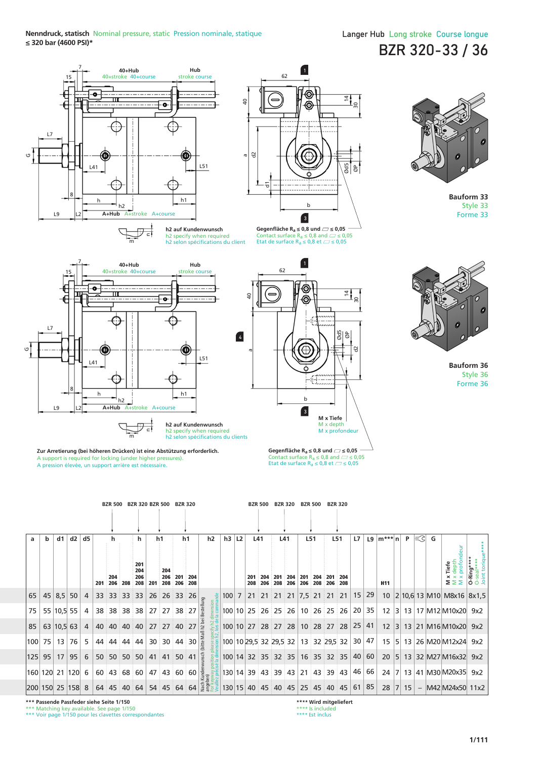Nenndruck, statisch Nominal pressure, static Pression nominale, statique
≤ 320 bar (4600 PSI)*

Langer Hub Long stroke Course longue

# BZR 320-33 / 36

40+Hub 40+stroke 40+course

Hub stroke course

A+Hub A+stroke A+course

h2 auf Kundenwunsch
h2 specify when required
h2 selon spécifications du client

Gegenfläche $R_a$ ≤ 0,8 und ▱ ≤ 0,05
Contact surface $R_a$ ≤ 0,8 and ▱ ≤ 0,05
Etat de surface $R_a$ ≤ 0,8 et ▱ ≤ 0,05

**Bauform 33**
Style 33
Forme 33

M x Tiefe
M x depth
M x profondeur

**Bauform 36**
Style 36
Forme 36

Zur Arretierung (bei höheren Drücken) ist eine Abstützung erforderlich.
A support is required for locking (under higher pressures).
A pression élevée, un support arrière est nécessaire.

| a | b | d1 | d2 | d5 | h | | | h | h1 | | h1 | | h2 | h3 | L2 | L41 | | L41 | | L51 | | L51 | | L7 | L9 | m*** | n | P | ⚒ | G | M x Tiefe / M x depth / M x profondeur | O-Ring**** / O-seal**** / Joint torique**** |
|---|---|---|---|---|---|---|---|---|---|---|---|---|---|---|---|---|---|---|---|---|---|---|---|---|---|---|---|---|---|---|---|---|
| | | | | | BZR 500 | | | BZR 320 BZR 500 | | | BZR 320 | | | | | BZR 500 | | BZR 320 | | BZR 500 | | BZR 320 | | | | | | | | | | |
| | | | | | 201 | 204 206 | 208 | 201 204 206 208 | 201 | 204 206 208 | 201 206 | 204 208 | | | | 201 208 | 204 206 | 201 208 | 204 206 | 201 206 | 204 208 | 201 206 | 204 208 | | | H11 | | | | | | |
| 65 | 45 | 8,5 | 50 | 4 | 33 | 33 | 33 | 33 | 26 | 26 | 33 | 26 | Nach Kundenwunsch (bitte Maß h2 bei Bestellung angeben) / For every position please specify h2 dimension / Veuillez précisé la dimension h2, lors de la commande | 100 | 7 | 21 | 21 | 21 | 21 | 7,5 | 21 | 21 | 21 | 15 | 29 | 10 | 2 | 10,6 | 13 | M10 | M8x16 | 8x1,5 |
| 75 | 55 | 10,5 | 55 | 4 | 38 | 38 | 38 | 38 | 27 | 27 | 38 | 27 | | 100 | 10 | 25 | 26 | 25 | 26 | 10 | 26 | 25 | 26 | 20 | 35 | 12 | 3 | 13 | 17 | M12 | M10x20 | 9x2 |
| 85 | 63 | 10,5 | 63 | 4 | 40 | 40 | 40 | 40 | 27 | 27 | 40 | 27 | | 100 | 10 | 27 | 28 | 27 | 28 | 10 | 28 | 27 | 28 | 25 | 41 | 12 | 3 | 13 | 21 | M16 | M10x20 | 9x2 |
| 100 | 75 | 13 | 76 | 5 | 44 | 44 | 44 | 44 | 30 | 30 | 44 | 30 | | 100 | 10 | 29,5 | 32 | 29,5 | 32 | 13 | 32 | 29,5 | 32 | 30 | 47 | 15 | 5 | 13 | 26 | M20 | M12x24 | 9x2 |
| 125 | 95 | 17 | 95 | 6 | 50 | 50 | 50 | 50 | 41 | 41 | 50 | 41 | | 100 | 14 | 32 | 35 | 32 | 35 | 16 | 35 | 32 | 35 | 40 | 60 | 20 | 5 | 13 | 32 | M27 | M16x32 | 9x2 |
| 160 | 120 | 21 | 120 | 6 | 60 | 43 | 68 | 60 | 47 | 43 | 60 | 60 | | 130 | 14 | 39 | 43 | 39 | 43 | 21 | 43 | 39 | 43 | 46 | 66 | 24 | 7 | 13 | 41 | M30 | M20x35 | 9x2 |
| 200 | 150 | 25 | 158 | 8 | 64 | 45 | 40 | 64 | 54 | 45 | 64 | 64 | | 130 | 15 | 40 | 45 | 40 | 45 | 25 | 45 | 40 | 45 | 61 | 85 | 28 | 7 | 15 | – | M42 | M24x50 | 11x2 |

*** Passende Passfeder siehe Seite 1/150
*** Matching key available. See page 1/150
*** Voir page 1/150 pour les clavettes correspondantes

**** Wird mitgeliefert
**** Is included
**** Est inclus